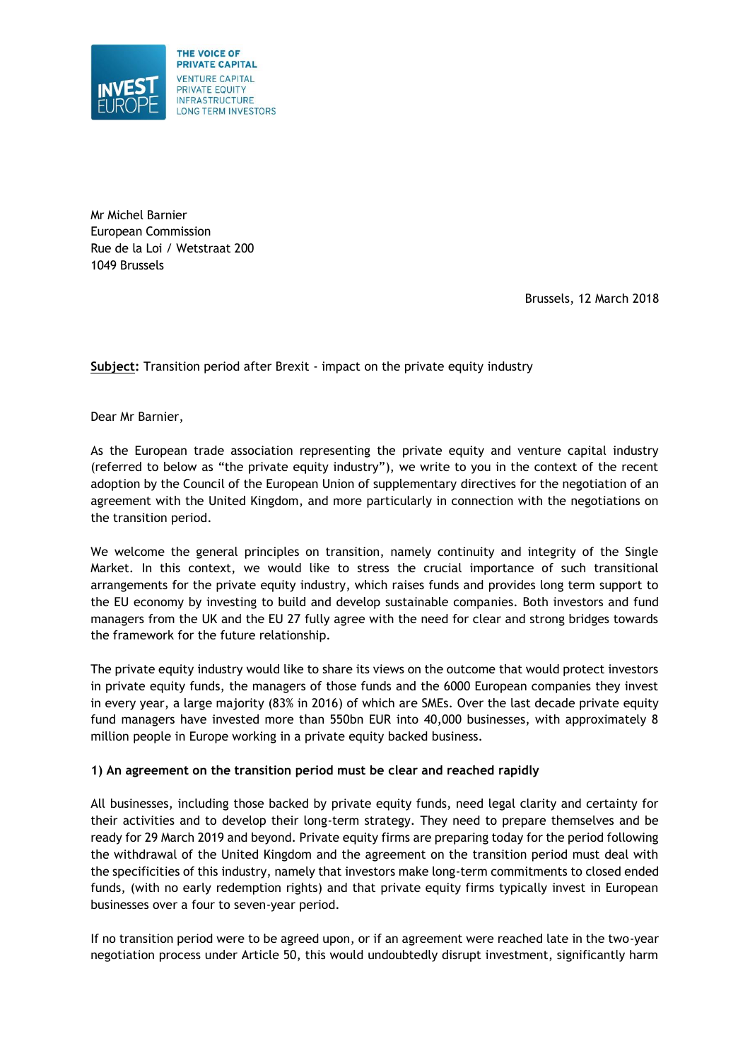THE VOICE OF PRIVATE CAPITAL
VENTURE CAPITAL
PRIVATE EQUITY
INFRASTRUCTURE
LONG TERM INVESTORS

Mr Michel Barnier
European Commission
Rue de la Loi / Wetstraat 200
1049 Brussels

Brussels, 12 March 2018

**Subject:** Transition period after Brexit - impact on the private equity industry

Dear Mr Barnier,

As the European trade association representing the private equity and venture capital industry (referred to below as "the private equity industry"), we write to you in the context of the recent adoption by the Council of the European Union of supplementary directives for the negotiation of an agreement with the United Kingdom, and more particularly in connection with the negotiations on the transition period.

We welcome the general principles on transition, namely continuity and integrity of the Single Market. In this context, we would like to stress the crucial importance of such transitional arrangements for the private equity industry, which raises funds and provides long term support to the EU economy by investing to build and develop sustainable companies. Both investors and fund managers from the UK and the EU 27 fully agree with the need for clear and strong bridges towards the framework for the future relationship.

The private equity industry would like to share its views on the outcome that would protect investors in private equity funds, the managers of those funds and the 6000 European companies they invest in every year, a large majority (83% in 2016) of which are SMEs. Over the last decade private equity fund managers have invested more than 550bn EUR into 40,000 businesses, with approximately 8 million people in Europe working in a private equity backed business.

**1) An agreement on the transition period must be clear and reached rapidly**

All businesses, including those backed by private equity funds, need legal clarity and certainty for their activities and to develop their long-term strategy. They need to prepare themselves and be ready for 29 March 2019 and beyond. Private equity firms are preparing today for the period following the withdrawal of the United Kingdom and the agreement on the transition period must deal with the specificities of this industry, namely that investors make long-term commitments to closed ended funds, (with no early redemption rights) and that private equity firms typically invest in European businesses over a four to seven-year period.

If no transition period were to be agreed upon, or if an agreement were reached late in the two-year negotiation process under Article 50, this would undoubtedly disrupt investment, significantly harm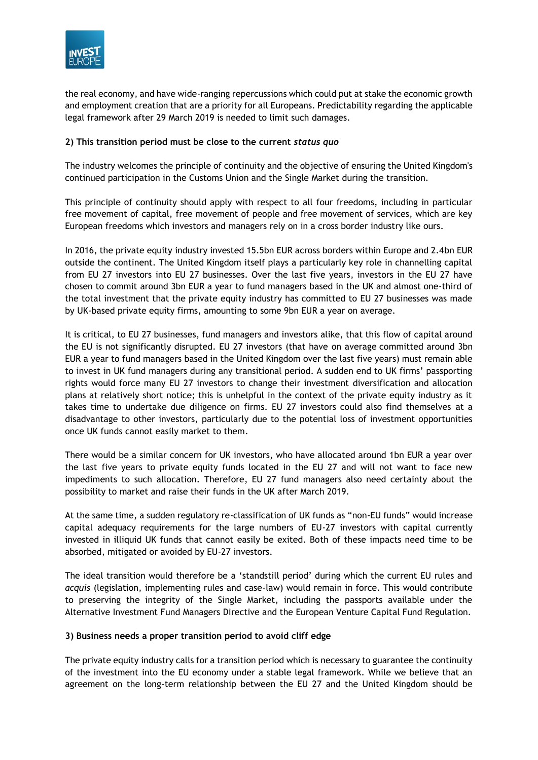the real economy, and have wide-ranging repercussions which could put at stake the economic growth and employment creation that are a priority for all Europeans. Predictability regarding the applicable legal framework after 29 March 2019 is needed to limit such damages.

### 2) This transition period must be close to the current *status quo*

The industry welcomes the principle of continuity and the objective of ensuring the United Kingdom's continued participation in the Customs Union and the Single Market during the transition.

This principle of continuity should apply with respect to all four freedoms, including in particular free movement of capital, free movement of people and free movement of services, which are key European freedoms which investors and managers rely on in a cross border industry like ours.

In 2016, the private equity industry invested 15.5bn EUR across borders within Europe and 2.4bn EUR outside the continent. The United Kingdom itself plays a particularly key role in channelling capital from EU 27 investors into EU 27 businesses. Over the last five years, investors in the EU 27 have chosen to commit around 3bn EUR a year to fund managers based in the UK and almost one-third of the total investment that the private equity industry has committed to EU 27 businesses was made by UK-based private equity firms, amounting to some 9bn EUR a year on average.

It is critical, to EU 27 businesses, fund managers and investors alike, that this flow of capital around the EU is not significantly disrupted. EU 27 investors (that have on average committed around 3bn EUR a year to fund managers based in the United Kingdom over the last five years) must remain able to invest in UK fund managers during any transitional period. A sudden end to UK firms' passporting rights would force many EU 27 investors to change their investment diversification and allocation plans at relatively short notice; this is unhelpful in the context of the private equity industry as it takes time to undertake due diligence on firms. EU 27 investors could also find themselves at a disadvantage to other investors, particularly due to the potential loss of investment opportunities once UK funds cannot easily market to them.

There would be a similar concern for UK investors, who have allocated around 1bn EUR a year over the last five years to private equity funds located in the EU 27 and will not want to face new impediments to such allocation. Therefore, EU 27 fund managers also need certainty about the possibility to market and raise their funds in the UK after March 2019.

At the same time, a sudden regulatory re-classification of UK funds as "non-EU funds" would increase capital adequacy requirements for the large numbers of EU-27 investors with capital currently invested in illiquid UK funds that cannot easily be exited. Both of these impacts need time to be absorbed, mitigated or avoided by EU-27 investors.

The ideal transition would therefore be a 'standstill period' during which the current EU rules and *acquis* (legislation, implementing rules and case-law) would remain in force. This would contribute to preserving the integrity of the Single Market, including the passports available under the Alternative Investment Fund Managers Directive and the European Venture Capital Fund Regulation.

### 3) Business needs a proper transition period to avoid cliff edge

The private equity industry calls for a transition period which is necessary to guarantee the continuity of the investment into the EU economy under a stable legal framework. While we believe that an agreement on the long-term relationship between the EU 27 and the United Kingdom should be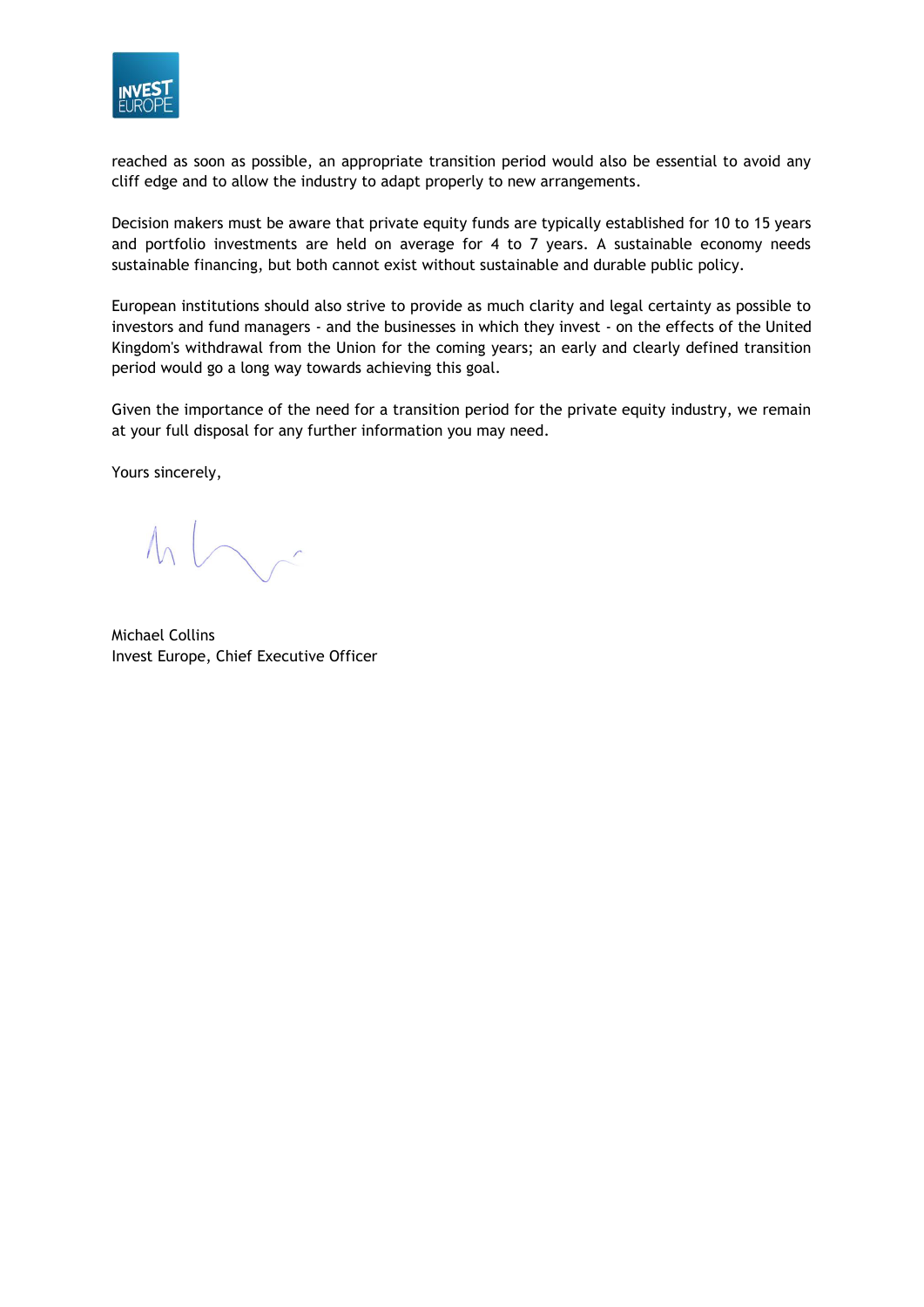reached as soon as possible, an appropriate transition period would also be essential to avoid any cliff edge and to allow the industry to adapt properly to new arrangements.

Decision makers must be aware that private equity funds are typically established for 10 to 15 years and portfolio investments are held on average for 4 to 7 years. A sustainable economy needs sustainable financing, but both cannot exist without sustainable and durable public policy.

European institutions should also strive to provide as much clarity and legal certainty as possible to investors and fund managers - and the businesses in which they invest - on the effects of the United Kingdom's withdrawal from the Union for the coming years; an early and clearly defined transition period would go a long way towards achieving this goal.

Given the importance of the need for a transition period for the private equity industry, we remain at your full disposal for any further information you may need.

Yours sincerely,

Michael Collins
Invest Europe, Chief Executive Officer